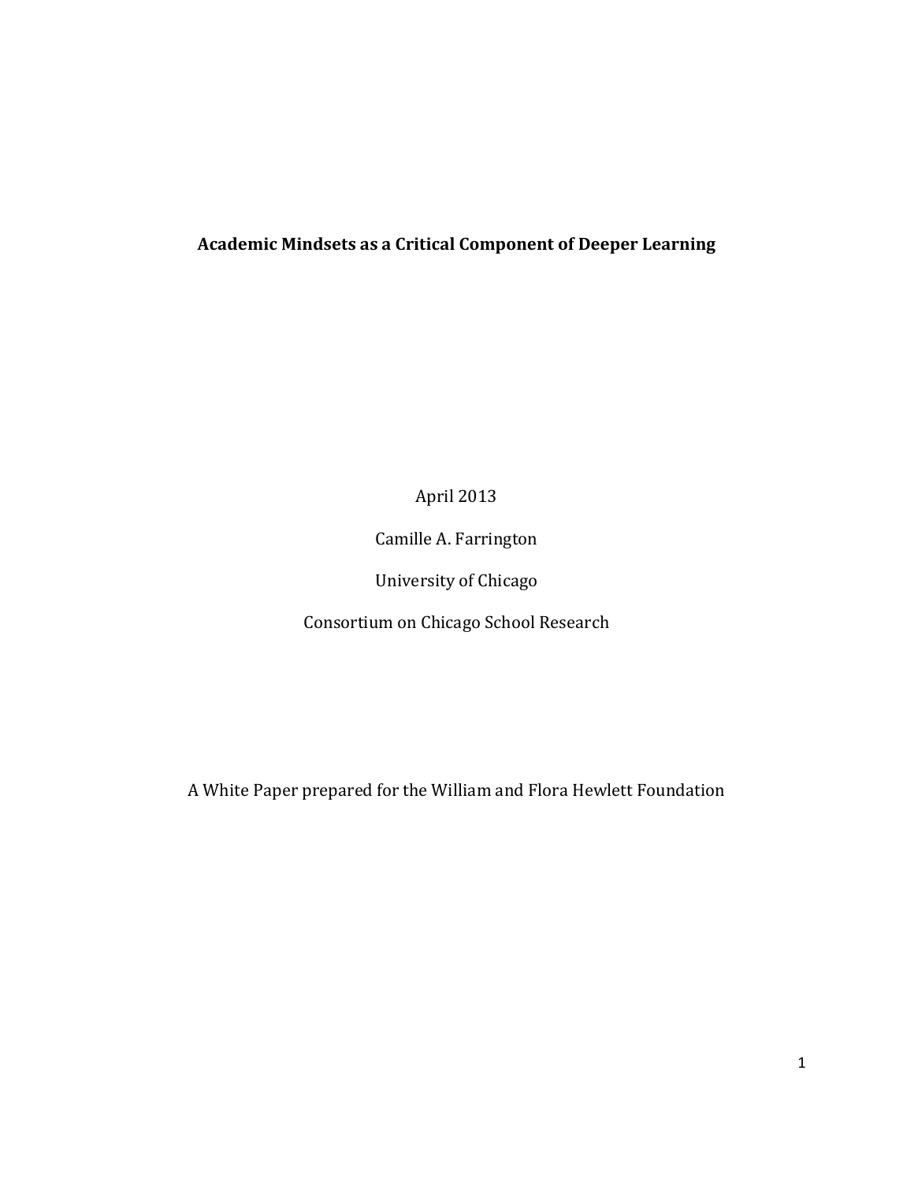# Academic Mindsets as a Critical Component of Deeper Learning

April 2013

Camille A. Farrington

University of Chicago

Consortium on Chicago School Research

A White Paper prepared for the William and Flora Hewlett Foundation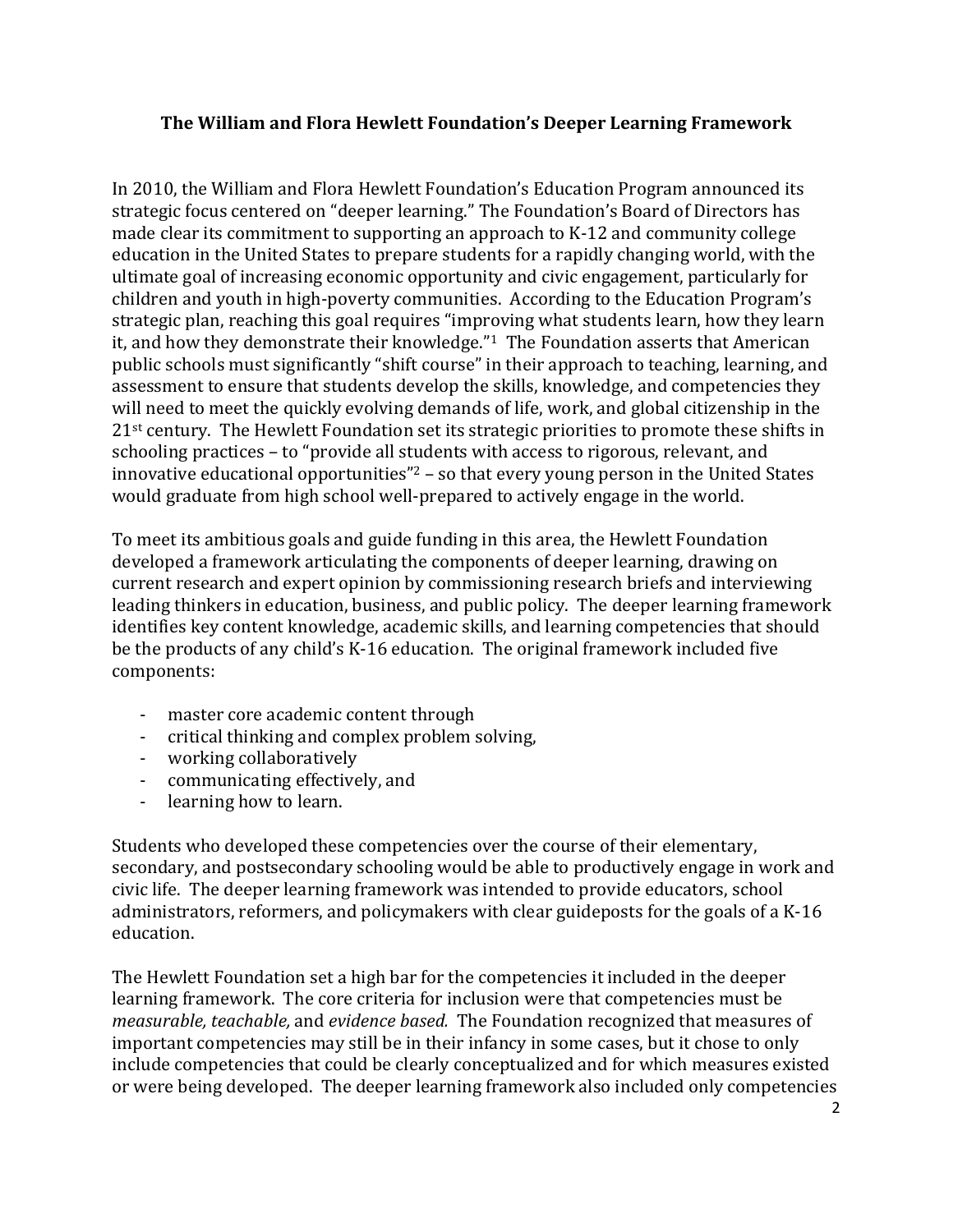**The William and Flora Hewlett Foundation's Deeper Learning Framework**

In 2010, the William and Flora Hewlett Foundation's Education Program announced its strategic focus centered on "deeper learning." The Foundation's Board of Directors has made clear its commitment to supporting an approach to K-12 and community college education in the United States to prepare students for a rapidly changing world, with the ultimate goal of increasing economic opportunity and civic engagement, particularly for children and youth in high-poverty communities. According to the Education Program's strategic plan, reaching this goal requires "improving what students learn, how they learn it, and how they demonstrate their knowledge."[1] The Foundation asserts that American public schools must significantly "shift course" in their approach to teaching, learning, and assessment to ensure that students develop the skills, knowledge, and competencies they will need to meet the quickly evolving demands of life, work, and global citizenship in the 21st century. The Hewlett Foundation set its strategic priorities to promote these shifts in schooling practices – to "provide all students with access to rigorous, relevant, and innovative educational opportunities"[2] – so that every young person in the United States would graduate from high school well-prepared to actively engage in the world.

To meet its ambitious goals and guide funding in this area, the Hewlett Foundation developed a framework articulating the components of deeper learning, drawing on current research and expert opinion by commissioning research briefs and interviewing leading thinkers in education, business, and public policy. The deeper learning framework identifies key content knowledge, academic skills, and learning competencies that should be the products of any child's K-16 education. The original framework included five components:

- master core academic content through
- critical thinking and complex problem solving,
- working collaboratively
- communicating effectively, and
- learning how to learn.

Students who developed these competencies over the course of their elementary, secondary, and postsecondary schooling would be able to productively engage in work and civic life. The deeper learning framework was intended to provide educators, school administrators, reformers, and policymakers with clear guideposts for the goals of a K-16 education.

The Hewlett Foundation set a high bar for the competencies it included in the deeper learning framework. The core criteria for inclusion were that competencies must be *measurable, teachable,* and *evidence based.* The Foundation recognized that measures of important competencies may still be in their infancy in some cases, but it chose to only include competencies that could be clearly conceptualized and for which measures existed or were being developed. The deeper learning framework also included only competencies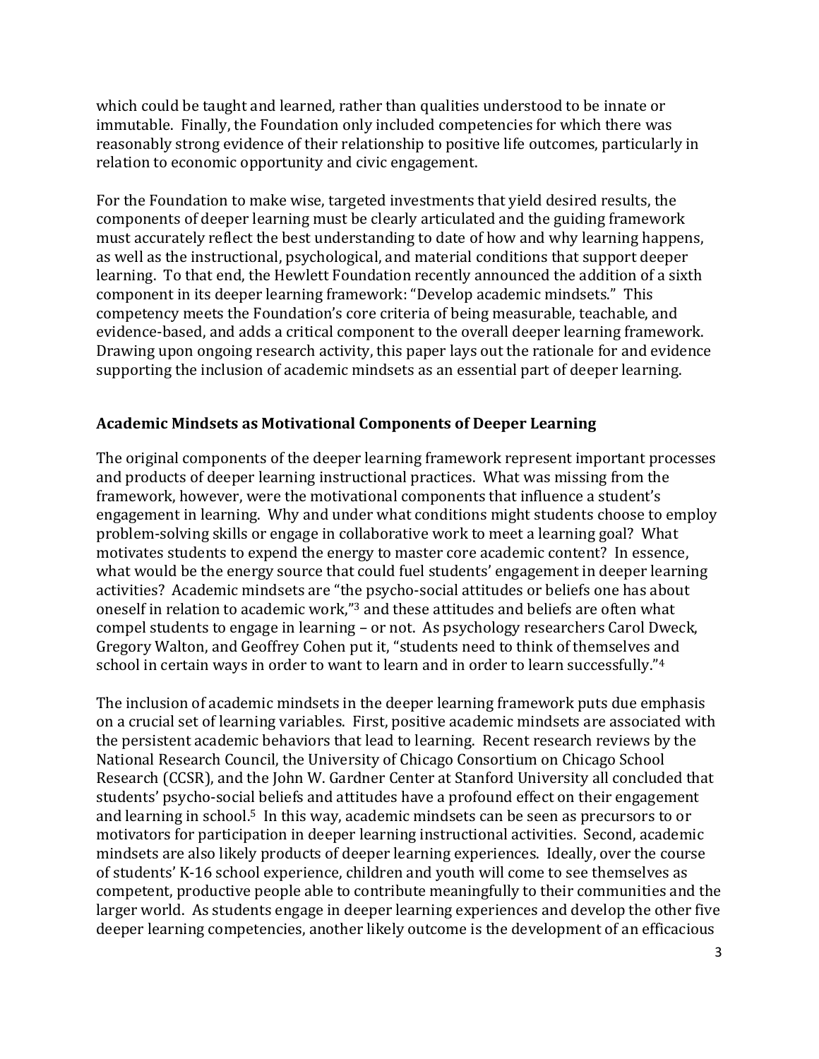which could be taught and learned, rather than qualities understood to be innate or immutable. Finally, the Foundation only included competencies for which there was reasonably strong evidence of their relationship to positive life outcomes, particularly in relation to economic opportunity and civic engagement.

For the Foundation to make wise, targeted investments that yield desired results, the components of deeper learning must be clearly articulated and the guiding framework must accurately reflect the best understanding to date of how and why learning happens, as well as the instructional, psychological, and material conditions that support deeper learning. To that end, the Hewlett Foundation recently announced the addition of a sixth component in its deeper learning framework: "Develop academic mindsets." This competency meets the Foundation's core criteria of being measurable, teachable, and evidence-based, and adds a critical component to the overall deeper learning framework. Drawing upon ongoing research activity, this paper lays out the rationale for and evidence supporting the inclusion of academic mindsets as an essential part of deeper learning.

## Academic Mindsets as Motivational Components of Deeper Learning

The original components of the deeper learning framework represent important processes and products of deeper learning instructional practices. What was missing from the framework, however, were the motivational components that influence a student's engagement in learning. Why and under what conditions might students choose to employ problem-solving skills or engage in collaborative work to meet a learning goal? What motivates students to expend the energy to master core academic content? In essence, what would be the energy source that could fuel students' engagement in deeper learning activities? Academic mindsets are "the psycho-social attitudes or beliefs one has about oneself in relation to academic work,"[3] and these attitudes and beliefs are often what compel students to engage in learning – or not. As psychology researchers Carol Dweck, Gregory Walton, and Geoffrey Cohen put it, "students need to think of themselves and school in certain ways in order to want to learn and in order to learn successfully."[4]

The inclusion of academic mindsets in the deeper learning framework puts due emphasis on a crucial set of learning variables. First, positive academic mindsets are associated with the persistent academic behaviors that lead to learning. Recent research reviews by the National Research Council, the University of Chicago Consortium on Chicago School Research (CCSR), and the John W. Gardner Center at Stanford University all concluded that students' psycho-social beliefs and attitudes have a profound effect on their engagement and learning in school.[5] In this way, academic mindsets can be seen as precursors to or motivators for participation in deeper learning instructional activities. Second, academic mindsets are also likely products of deeper learning experiences. Ideally, over the course of students' K-16 school experience, children and youth will come to see themselves as competent, productive people able to contribute meaningfully to their communities and the larger world. As students engage in deeper learning experiences and develop the other five deeper learning competencies, another likely outcome is the development of an efficacious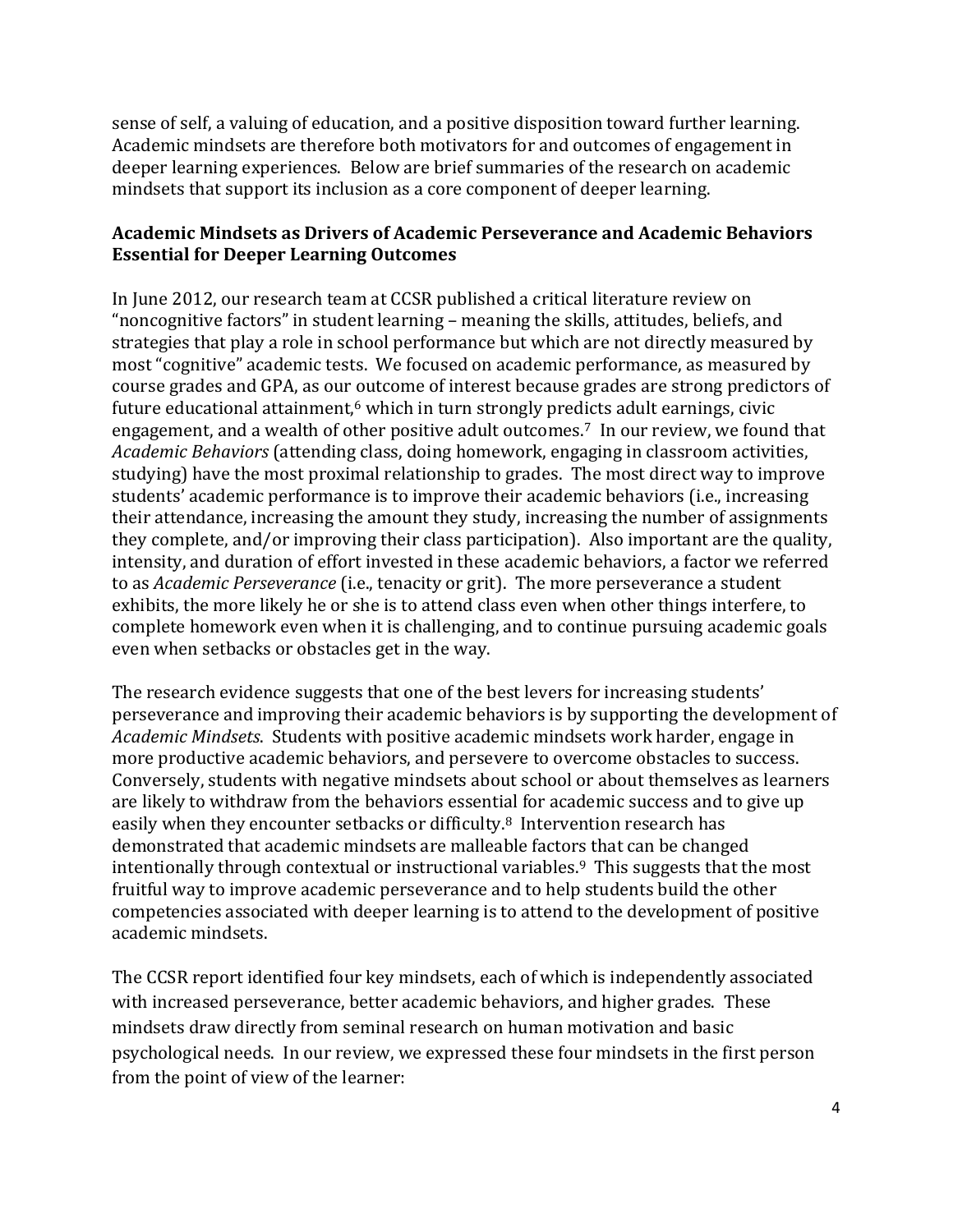sense of self, a valuing of education, and a positive disposition toward further learning. Academic mindsets are therefore both motivators for and outcomes of engagement in deeper learning experiences. Below are brief summaries of the research on academic mindsets that support its inclusion as a core component of deeper learning.

**Academic Mindsets as Drivers of Academic Perseverance and Academic Behaviors Essential for Deeper Learning Outcomes**

In June 2012, our research team at CCSR published a critical literature review on "noncognitive factors" in student learning – meaning the skills, attitudes, beliefs, and strategies that play a role in school performance but which are not directly measured by most "cognitive" academic tests. We focused on academic performance, as measured by course grades and GPA, as our outcome of interest because grades are strong predictors of future educational attainment,[6] which in turn strongly predicts adult earnings, civic engagement, and a wealth of other positive adult outcomes.[7] In our review, we found that *Academic Behaviors* (attending class, doing homework, engaging in classroom activities, studying) have the most proximal relationship to grades. The most direct way to improve students' academic performance is to improve their academic behaviors (i.e., increasing their attendance, increasing the amount they study, increasing the number of assignments they complete, and/or improving their class participation). Also important are the quality, intensity, and duration of effort invested in these academic behaviors, a factor we referred to as *Academic Perseverance* (i.e., tenacity or grit). The more perseverance a student exhibits, the more likely he or she is to attend class even when other things interfere, to complete homework even when it is challenging, and to continue pursuing academic goals even when setbacks or obstacles get in the way.

The research evidence suggests that one of the best levers for increasing students' perseverance and improving their academic behaviors is by supporting the development of *Academic Mindsets*. Students with positive academic mindsets work harder, engage in more productive academic behaviors, and persevere to overcome obstacles to success. Conversely, students with negative mindsets about school or about themselves as learners are likely to withdraw from the behaviors essential for academic success and to give up easily when they encounter setbacks or difficulty.[8] Intervention research has demonstrated that academic mindsets are malleable factors that can be changed intentionally through contextual or instructional variables.[9] This suggests that the most fruitful way to improve academic perseverance and to help students build the other competencies associated with deeper learning is to attend to the development of positive academic mindsets.

The CCSR report identified four key mindsets, each of which is independently associated with increased perseverance, better academic behaviors, and higher grades. These mindsets draw directly from seminal research on human motivation and basic psychological needs. In our review, we expressed these four mindsets in the first person from the point of view of the learner: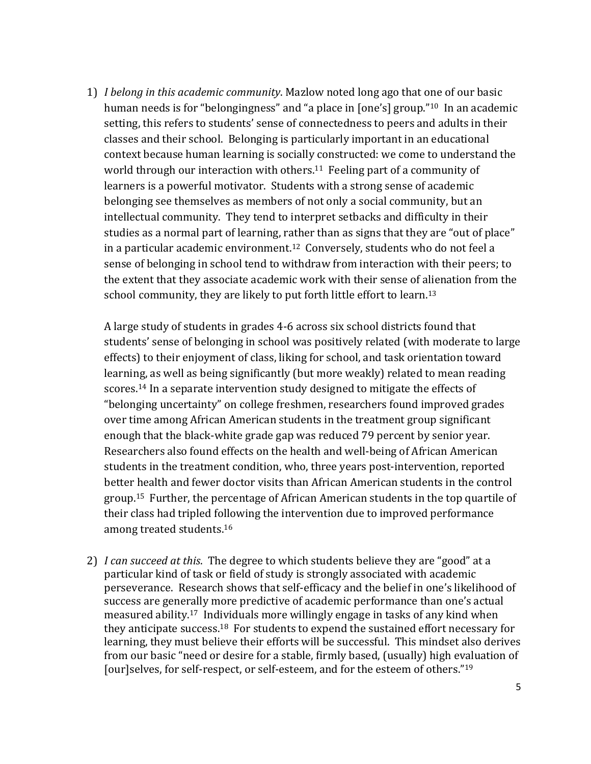1) *I belong in this academic community*. Mazlow noted long ago that one of our basic human needs is for "belongingness" and "a place in [one's] group."[10] In an academic setting, this refers to students' sense of connectedness to peers and adults in their classes and their school. Belonging is particularly important in an educational context because human learning is socially constructed: we come to understand the world through our interaction with others.[11] Feeling part of a community of learners is a powerful motivator. Students with a strong sense of academic belonging see themselves as members of not only a social community, but an intellectual community. They tend to interpret setbacks and difficulty in their studies as a normal part of learning, rather than as signs that they are "out of place" in a particular academic environment.[12] Conversely, students who do not feel a sense of belonging in school tend to withdraw from interaction with their peers; to the extent that they associate academic work with their sense of alienation from the school community, they are likely to put forth little effort to learn.[13]

   A large study of students in grades 4-6 across six school districts found that students' sense of belonging in school was positively related (with moderate to large effects) to their enjoyment of class, liking for school, and task orientation toward learning, as well as being significantly (but more weakly) related to mean reading scores.[14] In a separate intervention study designed to mitigate the effects of "belonging uncertainty" on college freshmen, researchers found improved grades over time among African American students in the treatment group significant enough that the black-white grade gap was reduced 79 percent by senior year. Researchers also found effects on the health and well-being of African American students in the treatment condition, who, three years post-intervention, reported better health and fewer doctor visits than African American students in the control group.[15] Further, the percentage of African American students in the top quartile of their class had tripled following the intervention due to improved performance among treated students.[16]

2) *I can succeed at this*. The degree to which students believe they are "good" at a particular kind of task or field of study is strongly associated with academic perseverance. Research shows that self-efficacy and the belief in one's likelihood of success are generally more predictive of academic performance than one's actual measured ability.[17] Individuals more willingly engage in tasks of any kind when they anticipate success.[18] For students to expend the sustained effort necessary for learning, they must believe their efforts will be successful. This mindset also derives from our basic "need or desire for a stable, firmly based, (usually) high evaluation of [our]selves, for self-respect, or self-esteem, and for the esteem of others."[19]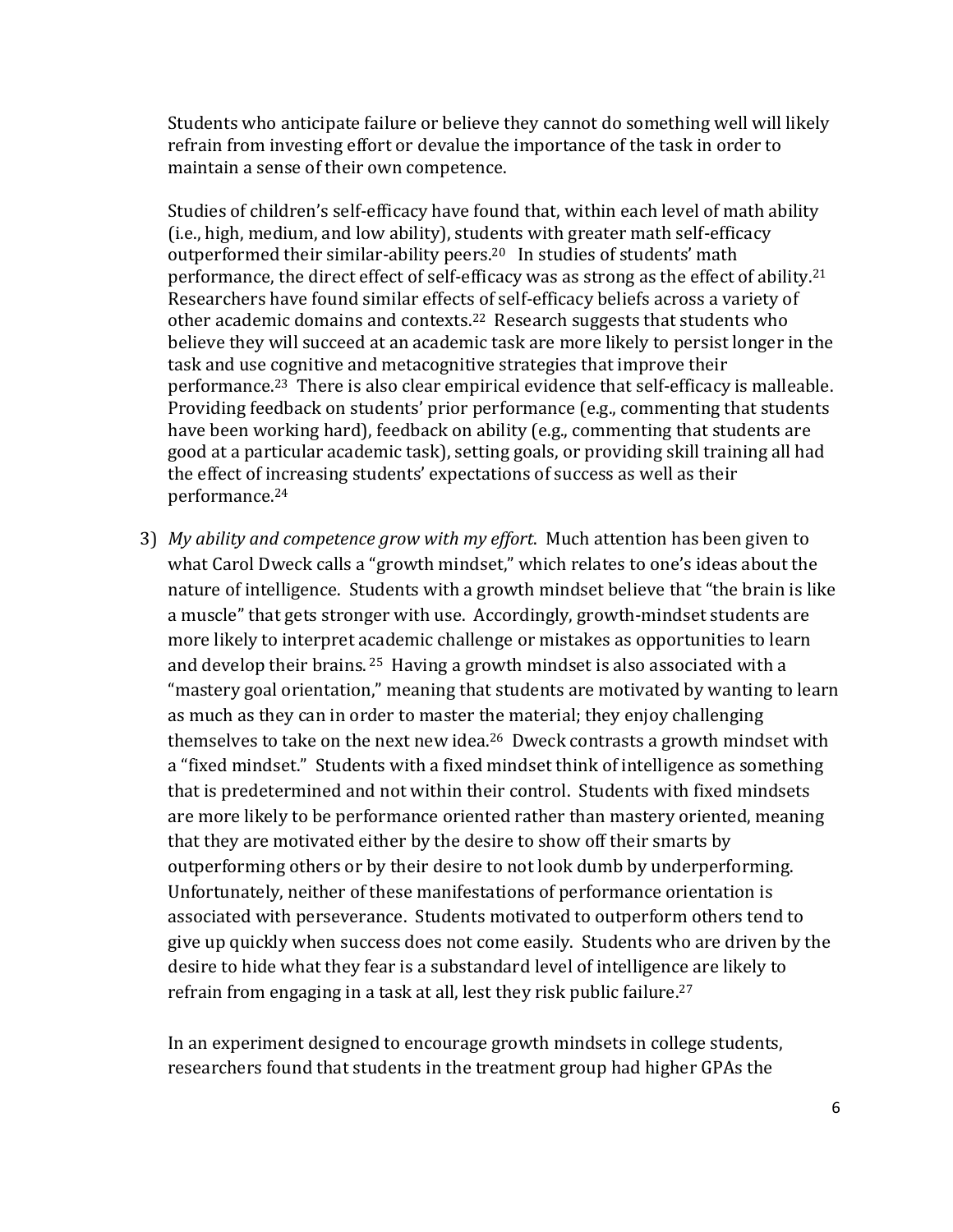Students who anticipate failure or believe they cannot do something well will likely refrain from investing effort or devalue the importance of the task in order to maintain a sense of their own competence.

Studies of children's self-efficacy have found that, within each level of math ability (i.e., high, medium, and low ability), students with greater math self-efficacy outperformed their similar-ability peers.[20] In studies of students' math performance, the direct effect of self-efficacy was as strong as the effect of ability.[21] Researchers have found similar effects of self-efficacy beliefs across a variety of other academic domains and contexts.[22] Research suggests that students who believe they will succeed at an academic task are more likely to persist longer in the task and use cognitive and metacognitive strategies that improve their performance.[23] There is also clear empirical evidence that self-efficacy is malleable. Providing feedback on students' prior performance (e.g., commenting that students have been working hard), feedback on ability (e.g., commenting that students are good at a particular academic task), setting goals, or providing skill training all had the effect of increasing students' expectations of success as well as their performance.[24]

3) *My ability and competence grow with my effort*. Much attention has been given to what Carol Dweck calls a "growth mindset," which relates to one's ideas about the nature of intelligence. Students with a growth mindset believe that "the brain is like a muscle" that gets stronger with use. Accordingly, growth-mindset students are more likely to interpret academic challenge or mistakes as opportunities to learn and develop their brains.[25] Having a growth mindset is also associated with a "mastery goal orientation," meaning that students are motivated by wanting to learn as much as they can in order to master the material; they enjoy challenging themselves to take on the next new idea.[26] Dweck contrasts a growth mindset with a "fixed mindset." Students with a fixed mindset think of intelligence as something that is predetermined and not within their control. Students with fixed mindsets are more likely to be performance oriented rather than mastery oriented, meaning that they are motivated either by the desire to show off their smarts by outperforming others or by their desire to not look dumb by underperforming. Unfortunately, neither of these manifestations of performance orientation is associated with perseverance. Students motivated to outperform others tend to give up quickly when success does not come easily. Students who are driven by the desire to hide what they fear is a substandard level of intelligence are likely to refrain from engaging in a task at all, lest they risk public failure.[27]

   In an experiment designed to encourage growth mindsets in college students, researchers found that students in the treatment group had higher GPAs the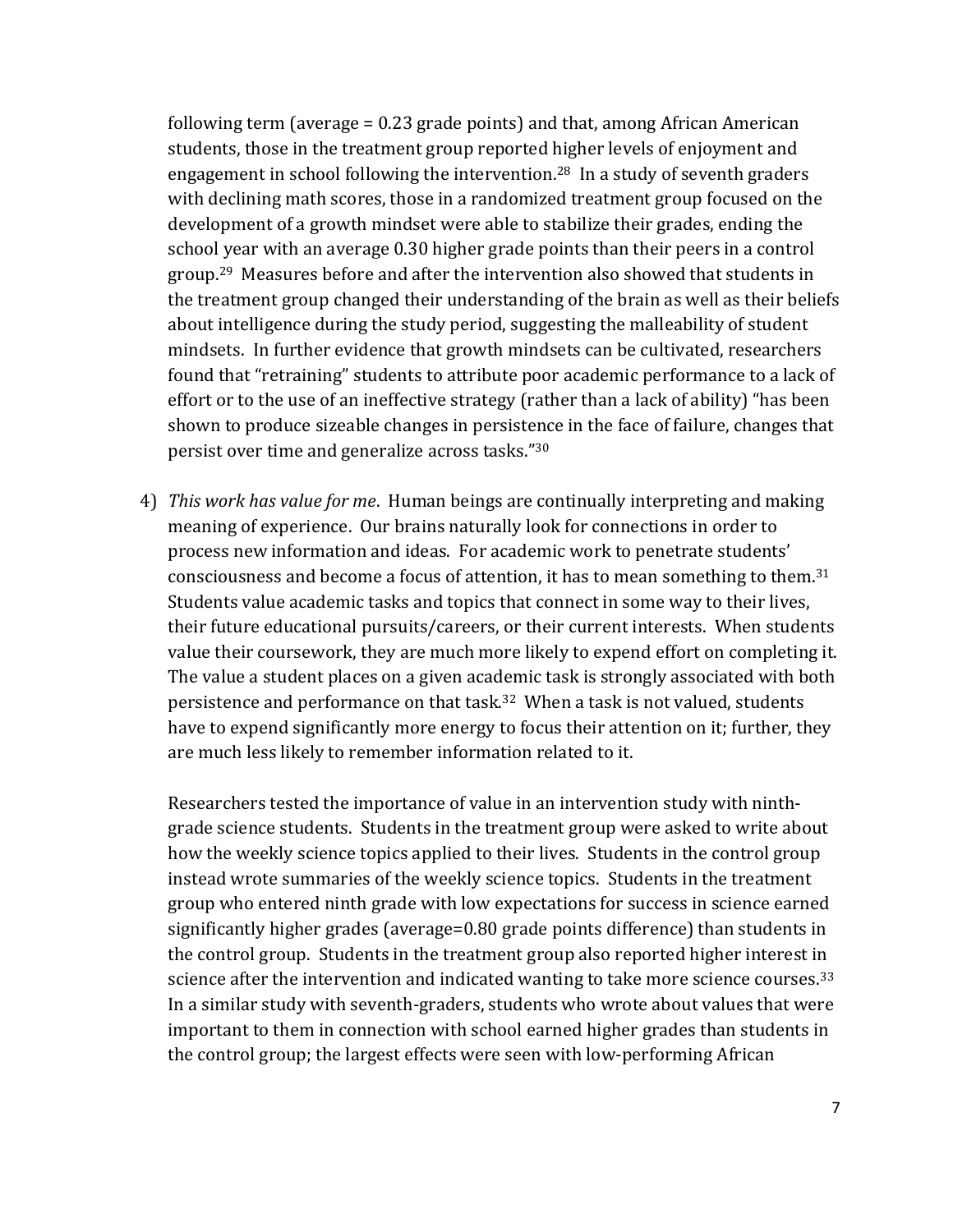following term (average = 0.23 grade points) and that, among African American students, those in the treatment group reported higher levels of enjoyment and engagement in school following the intervention.[28] In a study of seventh graders with declining math scores, those in a randomized treatment group focused on the development of a growth mindset were able to stabilize their grades, ending the school year with an average 0.30 higher grade points than their peers in a control group.[29] Measures before and after the intervention also showed that students in the treatment group changed their understanding of the brain as well as their beliefs about intelligence during the study period, suggesting the malleability of student mindsets. In further evidence that growth mindsets can be cultivated, researchers found that "retraining" students to attribute poor academic performance to a lack of effort or to the use of an ineffective strategy (rather than a lack of ability) "has been shown to produce sizeable changes in persistence in the face of failure, changes that persist over time and generalize across tasks."[30]

4) *This work has value for me*. Human beings are continually interpreting and making meaning of experience. Our brains naturally look for connections in order to process new information and ideas. For academic work to penetrate students' consciousness and become a focus of attention, it has to mean something to them.[31] Students value academic tasks and topics that connect in some way to their lives, their future educational pursuits/careers, or their current interests. When students value their coursework, they are much more likely to expend effort on completing it. The value a student places on a given academic task is strongly associated with both persistence and performance on that task.[32] When a task is not valued, students have to expend significantly more energy to focus their attention on it; further, they are much less likely to remember information related to it.

   Researchers tested the importance of value in an intervention study with ninth-grade science students. Students in the treatment group were asked to write about how the weekly science topics applied to their lives. Students in the control group instead wrote summaries of the weekly science topics. Students in the treatment group who entered ninth grade with low expectations for success in science earned significantly higher grades (average=0.80 grade points difference) than students in the control group. Students in the treatment group also reported higher interest in science after the intervention and indicated wanting to take more science courses.[33] In a similar study with seventh-graders, students who wrote about values that were important to them in connection with school earned higher grades than students in the control group; the largest effects were seen with low-performing African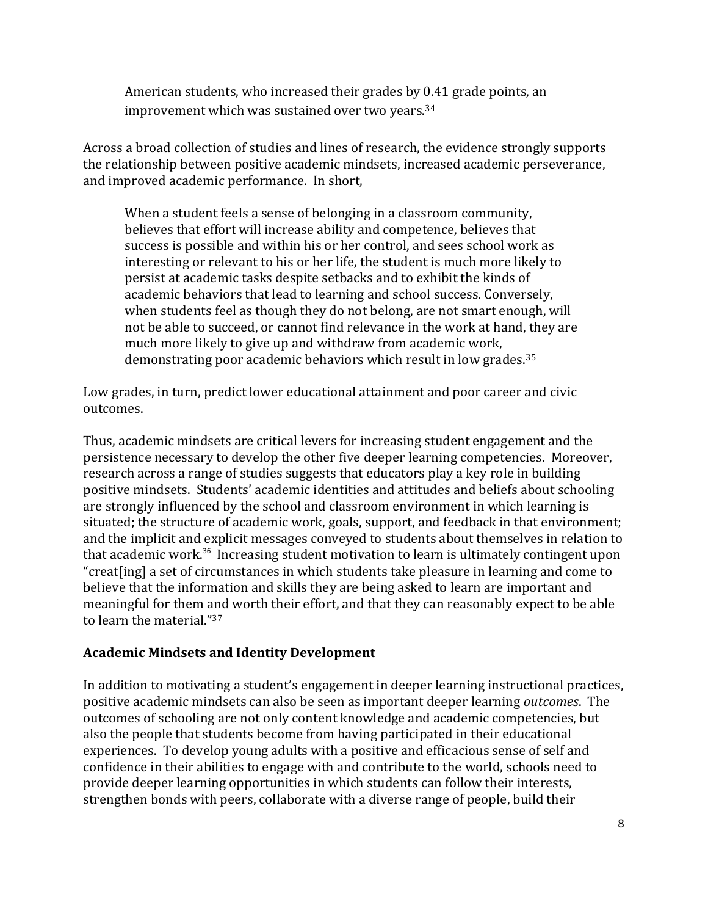> American students, who increased their grades by 0.41 grade points, an improvement which was sustained over two years.[34]

Across a broad collection of studies and lines of research, the evidence strongly supports the relationship between positive academic mindsets, increased academic perseverance, and improved academic performance. In short,

> When a student feels a sense of belonging in a classroom community, believes that effort will increase ability and competence, believes that success is possible and within his or her control, and sees school work as interesting or relevant to his or her life, the student is much more likely to persist at academic tasks despite setbacks and to exhibit the kinds of academic behaviors that lead to learning and school success. Conversely, when students feel as though they do not belong, are not smart enough, will not be able to succeed, or cannot find relevance in the work at hand, they are much more likely to give up and withdraw from academic work, demonstrating poor academic behaviors which result in low grades.[35]

Low grades, in turn, predict lower educational attainment and poor career and civic outcomes.

Thus, academic mindsets are critical levers for increasing student engagement and the persistence necessary to develop the other five deeper learning competencies. Moreover, research across a range of studies suggests that educators play a key role in building positive mindsets. Students' academic identities and attitudes and beliefs about schooling are strongly influenced by the school and classroom environment in which learning is situated; the structure of academic work, goals, support, and feedback in that environment; and the implicit and explicit messages conveyed to students about themselves in relation to that academic work.[36] Increasing student motivation to learn is ultimately contingent upon "creat[ing] a set of circumstances in which students take pleasure in learning and come to believe that the information and skills they are being asked to learn are important and meaningful for them and worth their effort, and that they can reasonably expect to be able to learn the material."[37]

### Academic Mindsets and Identity Development

In addition to motivating a student's engagement in deeper learning instructional practices, positive academic mindsets can also be seen as important deeper learning *outcomes*. The outcomes of schooling are not only content knowledge and academic competencies, but also the people that students become from having participated in their educational experiences. To develop young adults with a positive and efficacious sense of self and confidence in their abilities to engage with and contribute to the world, schools need to provide deeper learning opportunities in which students can follow their interests, strengthen bonds with peers, collaborate with a diverse range of people, build their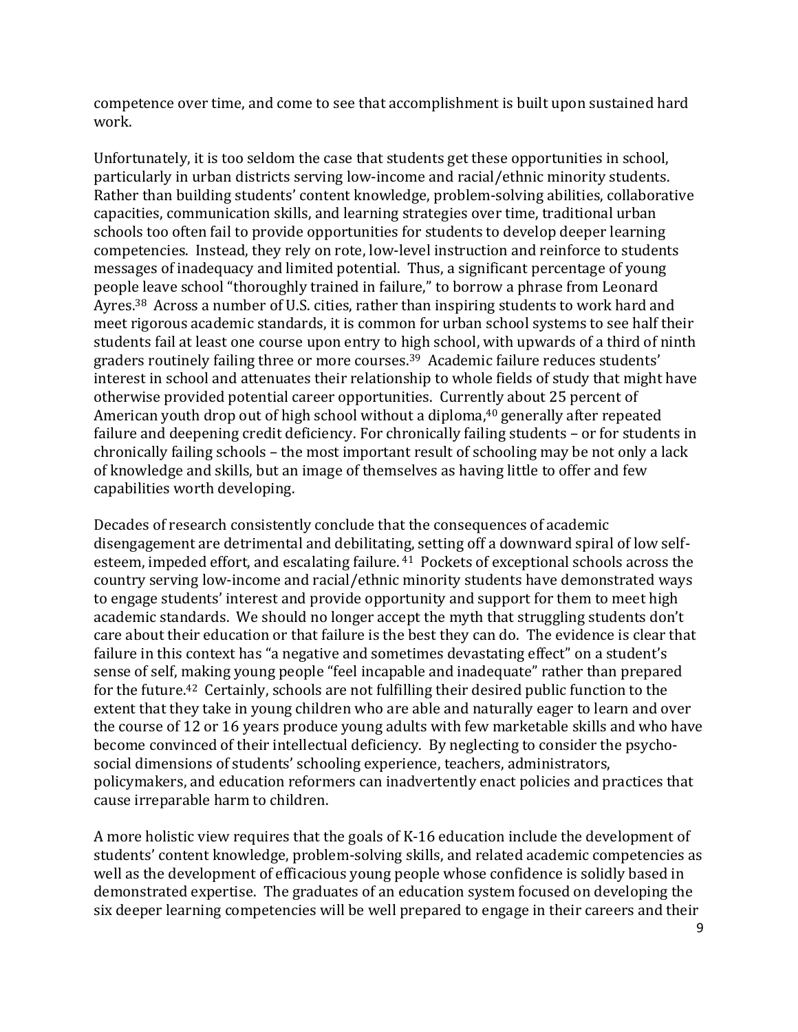competence over time, and come to see that accomplishment is built upon sustained hard work.

Unfortunately, it is too seldom the case that students get these opportunities in school, particularly in urban districts serving low-income and racial/ethnic minority students. Rather than building students' content knowledge, problem-solving abilities, collaborative capacities, communication skills, and learning strategies over time, traditional urban schools too often fail to provide opportunities for students to develop deeper learning competencies. Instead, they rely on rote, low-level instruction and reinforce to students messages of inadequacy and limited potential. Thus, a significant percentage of young people leave school "thoroughly trained in failure," to borrow a phrase from Leonard Ayres.[38] Across a number of U.S. cities, rather than inspiring students to work hard and meet rigorous academic standards, it is common for urban school systems to see half their students fail at least one course upon entry to high school, with upwards of a third of ninth graders routinely failing three or more courses.[39] Academic failure reduces students' interest in school and attenuates their relationship to whole fields of study that might have otherwise provided potential career opportunities. Currently about 25 percent of American youth drop out of high school without a diploma,[40] generally after repeated failure and deepening credit deficiency. For chronically failing students – or for students in chronically failing schools – the most important result of schooling may be not only a lack of knowledge and skills, but an image of themselves as having little to offer and few capabilities worth developing.

Decades of research consistently conclude that the consequences of academic disengagement are detrimental and debilitating, setting off a downward spiral of low self-esteem, impeded effort, and escalating failure.[41] Pockets of exceptional schools across the country serving low-income and racial/ethnic minority students have demonstrated ways to engage students' interest and provide opportunity and support for them to meet high academic standards. We should no longer accept the myth that struggling students don't care about their education or that failure is the best they can do. The evidence is clear that failure in this context has "a negative and sometimes devastating effect" on a student's sense of self, making young people "feel incapable and inadequate" rather than prepared for the future.[42] Certainly, schools are not fulfilling their desired public function to the extent that they take in young children who are able and naturally eager to learn and over the course of 12 or 16 years produce young adults with few marketable skills and who have become convinced of their intellectual deficiency. By neglecting to consider the psycho-social dimensions of students' schooling experience, teachers, administrators, policymakers, and education reformers can inadvertently enact policies and practices that cause irreparable harm to children.

A more holistic view requires that the goals of K-16 education include the development of students' content knowledge, problem-solving skills, and related academic competencies as well as the development of efficacious young people whose confidence is solidly based in demonstrated expertise. The graduates of an education system focused on developing the six deeper learning competencies will be well prepared to engage in their careers and their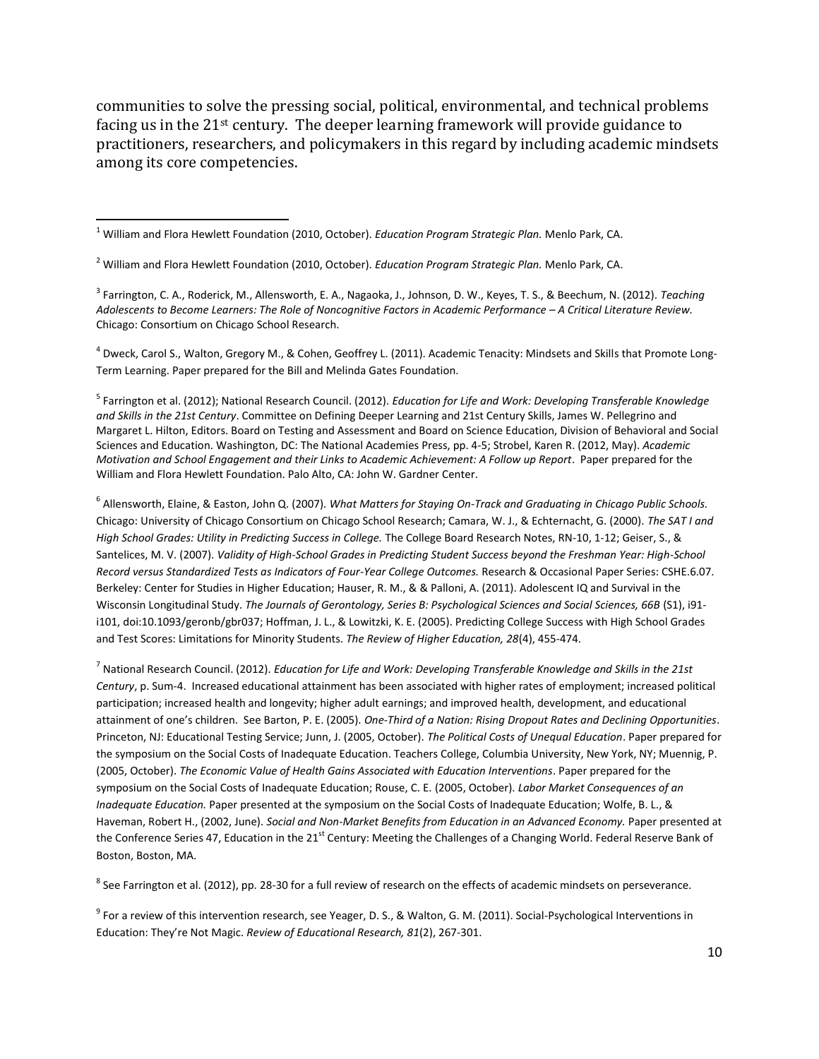communities to solve the pressing social, political, environmental, and technical problems facing us in the 21st century. The deeper learning framework will provide guidance to practitioners, researchers, and policymakers in this regard by including academic mindsets among its core competencies.

---

[1] William and Flora Hewlett Foundation (2010, October). *Education Program Strategic Plan.* Menlo Park, CA.

[2] William and Flora Hewlett Foundation (2010, October). *Education Program Strategic Plan.* Menlo Park, CA.

[3] Farrington, C. A., Roderick, M., Allensworth, E. A., Nagaoka, J., Johnson, D. W., Keyes, T. S., & Beechum, N. (2012). *Teaching Adolescents to Become Learners: The Role of Noncognitive Factors in Academic Performance – A Critical Literature Review.* Chicago: Consortium on Chicago School Research.

[4] Dweck, Carol S., Walton, Gregory M., & Cohen, Geoffrey L. (2011). Academic Tenacity: Mindsets and Skills that Promote Long-Term Learning. Paper prepared for the Bill and Melinda Gates Foundation.

[5] Farrington et al. (2012); National Research Council. (2012). *Education for Life and Work: Developing Transferable Knowledge and Skills in the 21st Century*. Committee on Defining Deeper Learning and 21st Century Skills, James W. Pellegrino and Margaret L. Hilton, Editors. Board on Testing and Assessment and Board on Science Education, Division of Behavioral and Social Sciences and Education. Washington, DC: The National Academies Press, pp. 4-5; Strobel, Karen R. (2012, May). *Academic Motivation and School Engagement and their Links to Academic Achievement: A Follow up Report*. Paper prepared for the William and Flora Hewlett Foundation. Palo Alto, CA: John W. Gardner Center.

[6] Allensworth, Elaine, & Easton, John Q. (2007). *What Matters for Staying On-Track and Graduating in Chicago Public Schools.* Chicago: University of Chicago Consortium on Chicago School Research; Camara, W. J., & Echternacht, G. (2000). *The SAT I and High School Grades: Utility in Predicting Success in College.* The College Board Research Notes, RN-10, 1-12; Geiser, S., & Santelices, M. V. (2007). *Validity of High-School Grades in Predicting Student Success beyond the Freshman Year: High-School Record versus Standardized Tests as Indicators of Four-Year College Outcomes.* Research & Occasional Paper Series: CSHE.6.07. Berkeley: Center for Studies in Higher Education; Hauser, R. M., & & Palloni, A. (2011). Adolescent IQ and Survival in the Wisconsin Longitudinal Study. *The Journals of Gerontology, Series B: Psychological Sciences and Social Sciences, 66B* (S1), i91-i101, doi:10.1093/geronb/gbr037; Hoffman, J. L., & Lowitzki, K. E. (2005). Predicting College Success with High School Grades and Test Scores: Limitations for Minority Students. *The Review of Higher Education, 28*(4), 455-474.

[7] National Research Council. (2012). *Education for Life and Work: Developing Transferable Knowledge and Skills in the 21st Century*, p. Sum-4. Increased educational attainment has been associated with higher rates of employment; increased political participation; increased health and longevity; higher adult earnings; and improved health, development, and educational attainment of one's children. See Barton, P. E. (2005). *One-Third of a Nation: Rising Dropout Rates and Declining Opportunities*. Princeton, NJ: Educational Testing Service; Junn, J. (2005, October). *The Political Costs of Unequal Education*. Paper prepared for the symposium on the Social Costs of Inadequate Education. Teachers College, Columbia University, New York, NY; Muennig, P. (2005, October). *The Economic Value of Health Gains Associated with Education Interventions*. Paper prepared for the symposium on the Social Costs of Inadequate Education; Rouse, C. E. (2005, October). *Labor Market Consequences of an Inadequate Education.* Paper presented at the symposium on the Social Costs of Inadequate Education; Wolfe, B. L., & Haveman, Robert H., (2002, June). *Social and Non-Market Benefits from Education in an Advanced Economy.* Paper presented at the Conference Series 47, Education in the 21st Century: Meeting the Challenges of a Changing World. Federal Reserve Bank of Boston, Boston, MA.

[8] See Farrington et al. (2012), pp. 28-30 for a full review of research on the effects of academic mindsets on perseverance.

[9] For a review of this intervention research, see Yeager, D. S., & Walton, G. M. (2011). Social-Psychological Interventions in Education: They're Not Magic. *Review of Educational Research, 81*(2), 267-301.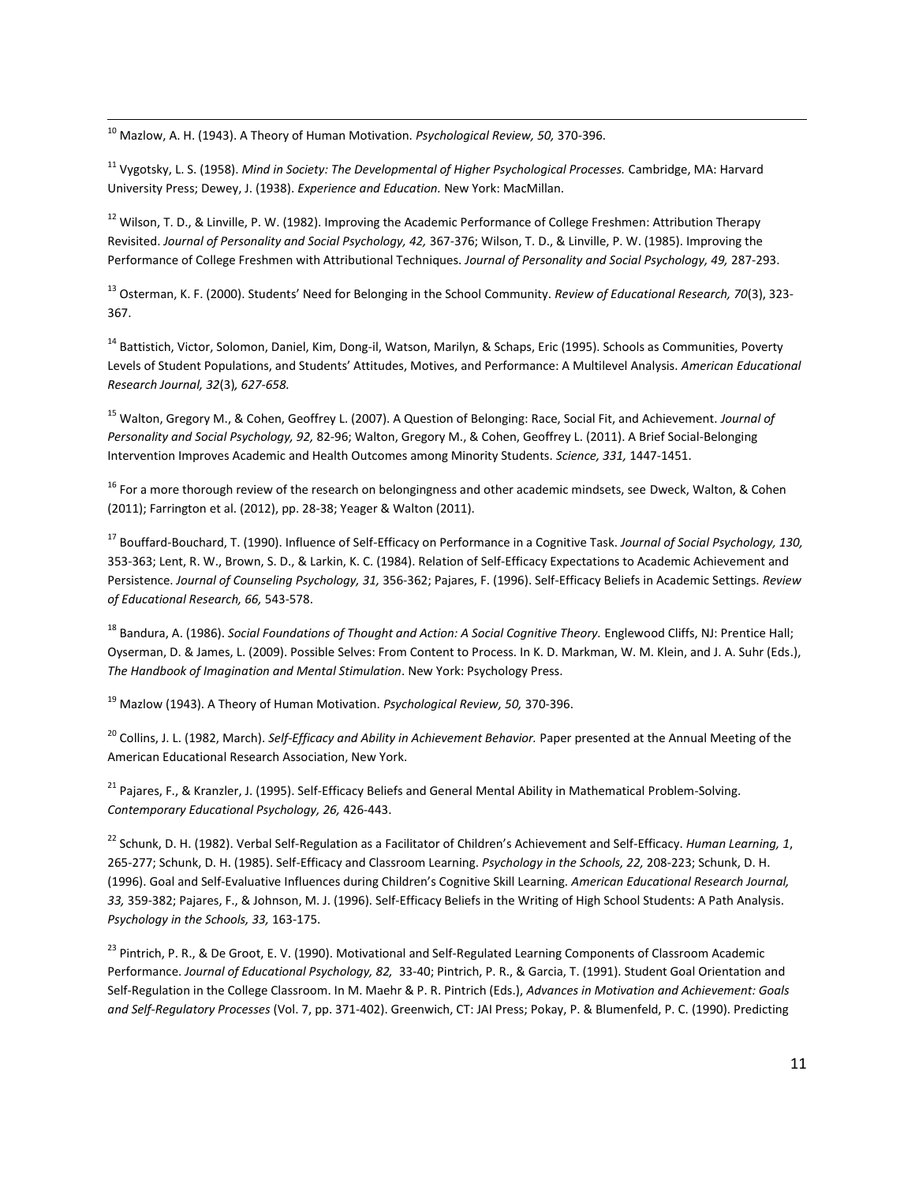[10] Mazlow, A. H. (1943). A Theory of Human Motivation. *Psychological Review, 50,* 370-396.

[11] Vygotsky, L. S. (1958). *Mind in Society: The Developmental of Higher Psychological Processes.* Cambridge, MA: Harvard University Press; Dewey, J. (1938). *Experience and Education.* New York: MacMillan.

[12] Wilson, T. D., & Linville, P. W. (1982). Improving the Academic Performance of College Freshmen: Attribution Therapy Revisited. *Journal of Personality and Social Psychology, 42,* 367-376; Wilson, T. D., & Linville, P. W. (1985). Improving the Performance of College Freshmen with Attributional Techniques. *Journal of Personality and Social Psychology, 49,* 287-293.

[13] Osterman, K. F. (2000). Students' Need for Belonging in the School Community. *Review of Educational Research, 70*(3), 323-367.

[14] Battistich, Victor, Solomon, Daniel, Kim, Dong-il, Watson, Marilyn, & Schaps, Eric (1995). Schools as Communities, Poverty Levels of Student Populations, and Students' Attitudes, Motives, and Performance: A Multilevel Analysis. *American Educational Research Journal, 32*(3)*, 627-658.*

[15] Walton, Gregory M., & Cohen, Geoffrey L. (2007). A Question of Belonging: Race, Social Fit, and Achievement. *Journal of Personality and Social Psychology, 92,* 82-96; Walton, Gregory M., & Cohen, Geoffrey L. (2011). A Brief Social-Belonging Intervention Improves Academic and Health Outcomes among Minority Students. *Science, 331,* 1447-1451.

[16] For a more thorough review of the research on belongingness and other academic mindsets, see Dweck, Walton, & Cohen (2011); Farrington et al. (2012), pp. 28-38; Yeager & Walton (2011).

[17] Bouffard-Bouchard, T. (1990). Influence of Self-Efficacy on Performance in a Cognitive Task. *Journal of Social Psychology, 130,* 353-363; Lent, R. W., Brown, S. D., & Larkin, K. C. (1984). Relation of Self-Efficacy Expectations to Academic Achievement and Persistence. *Journal of Counseling Psychology, 31,* 356-362; Pajares, F. (1996). Self-Efficacy Beliefs in Academic Settings. *Review of Educational Research, 66,* 543-578.

[18] Bandura, A. (1986). *Social Foundations of Thought and Action: A Social Cognitive Theory.* Englewood Cliffs, NJ: Prentice Hall; Oyserman, D. & James, L. (2009). Possible Selves: From Content to Process. In K. D. Markman, W. M. Klein, and J. A. Suhr (Eds.), *The Handbook of Imagination and Mental Stimulation*. New York: Psychology Press.

[19] Mazlow (1943). A Theory of Human Motivation. *Psychological Review, 50,* 370-396.

[20] Collins, J. L. (1982, March). *Self-Efficacy and Ability in Achievement Behavior.* Paper presented at the Annual Meeting of the American Educational Research Association, New York.

[21] Pajares, F., & Kranzler, J. (1995). Self-Efficacy Beliefs and General Mental Ability in Mathematical Problem-Solving. *Contemporary Educational Psychology, 26,* 426-443.

[22] Schunk, D. H. (1982). Verbal Self-Regulation as a Facilitator of Children's Achievement and Self-Efficacy. *Human Learning, 1*, 265-277; Schunk, D. H. (1985). Self-Efficacy and Classroom Learning. *Psychology in the Schools, 22,* 208-223; Schunk, D. H. (1996). Goal and Self-Evaluative Influences during Children's Cognitive Skill Learning. *American Educational Research Journal, 33,* 359-382; Pajares, F., & Johnson, M. J. (1996). Self-Efficacy Beliefs in the Writing of High School Students: A Path Analysis. *Psychology in the Schools, 33,* 163-175.

[23] Pintrich, P. R., & De Groot, E. V. (1990). Motivational and Self-Regulated Learning Components of Classroom Academic Performance. *Journal of Educational Psychology, 82,* 33-40; Pintrich, P. R., & Garcia, T. (1991). Student Goal Orientation and Self-Regulation in the College Classroom. In M. Maehr & P. R. Pintrich (Eds.), *Advances in Motivation and Achievement: Goals and Self-Regulatory Processes* (Vol. 7, pp. 371-402). Greenwich, CT: JAI Press; Pokay, P. & Blumenfeld, P. C. (1990). Predicting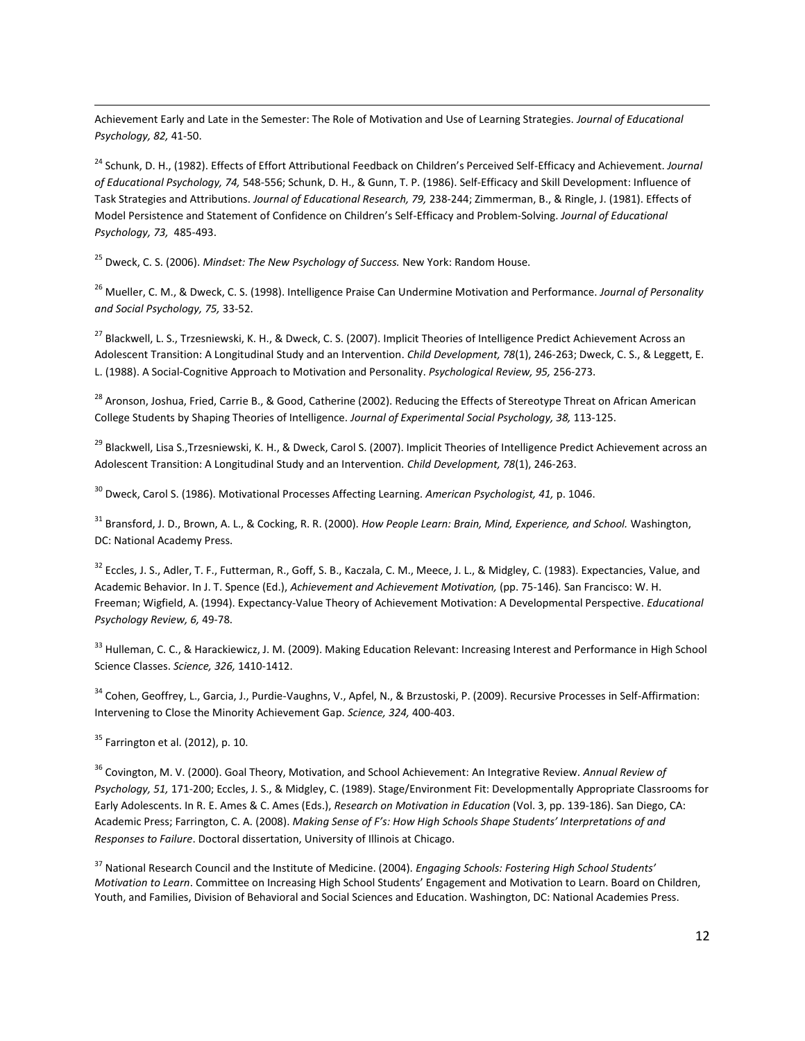Achievement Early and Late in the Semester: The Role of Motivation and Use of Learning Strategies. *Journal of Educational Psychology, 82,* 41-50.

[24] Schunk, D. H., (1982). Effects of Effort Attributional Feedback on Children's Perceived Self-Efficacy and Achievement. *Journal of Educational Psychology, 74,* 548-556; Schunk, D. H., & Gunn, T. P. (1986). Self-Efficacy and Skill Development: Influence of Task Strategies and Attributions. *Journal of Educational Research, 79,* 238-244; Zimmerman, B., & Ringle, J. (1981). Effects of Model Persistence and Statement of Confidence on Children's Self-Efficacy and Problem-Solving. *Journal of Educational Psychology, 73,* 485-493.

[25] Dweck, C. S. (2006). *Mindset: The New Psychology of Success.* New York: Random House.

[26] Mueller, C. M., & Dweck, C. S. (1998). Intelligence Praise Can Undermine Motivation and Performance. *Journal of Personality and Social Psychology, 75,* 33-52.

[27] Blackwell, L. S., Trzesniewski, K. H., & Dweck, C. S. (2007). Implicit Theories of Intelligence Predict Achievement Across an Adolescent Transition: A Longitudinal Study and an Intervention. *Child Development, 78*(1), 246-263; Dweck, C. S., & Leggett, E. L. (1988). A Social-Cognitive Approach to Motivation and Personality. *Psychological Review, 95,* 256-273.

[28] Aronson, Joshua, Fried, Carrie B., & Good, Catherine (2002). Reducing the Effects of Stereotype Threat on African American College Students by Shaping Theories of Intelligence. *Journal of Experimental Social Psychology, 38,* 113-125.

[29] Blackwell, Lisa S.,Trzesniewski, K. H., & Dweck, Carol S. (2007). Implicit Theories of Intelligence Predict Achievement across an Adolescent Transition: A Longitudinal Study and an Intervention. *Child Development, 78*(1), 246-263.

[30] Dweck, Carol S. (1986). Motivational Processes Affecting Learning. *American Psychologist, 41,* p. 1046.

[31] Bransford, J. D., Brown, A. L., & Cocking, R. R. (2000). *How People Learn: Brain, Mind, Experience, and School.* Washington, DC: National Academy Press.

[32] Eccles, J. S., Adler, T. F., Futterman, R., Goff, S. B., Kaczala, C. M., Meece, J. L., & Midgley, C. (1983). Expectancies, Value, and Academic Behavior. In J. T. Spence (Ed.), *Achievement and Achievement Motivation,* (pp. 75-146). San Francisco: W. H. Freeman; Wigfield, A. (1994). Expectancy-Value Theory of Achievement Motivation: A Developmental Perspective. *Educational Psychology Review, 6,* 49-78.

[33] Hulleman, C. C., & Harackiewicz, J. M. (2009). Making Education Relevant: Increasing Interest and Performance in High School Science Classes. *Science, 326,* 1410-1412.

[34] Cohen, Geoffrey, L., Garcia, J., Purdie-Vaughns, V., Apfel, N., & Brzustoski, P. (2009). Recursive Processes in Self-Affirmation: Intervening to Close the Minority Achievement Gap. *Science, 324,* 400-403.

[35] Farrington et al. (2012), p. 10.

[36] Covington, M. V. (2000). Goal Theory, Motivation, and School Achievement: An Integrative Review. *Annual Review of Psychology, 51,* 171-200; Eccles, J. S., & Midgley, C. (1989). Stage/Environment Fit: Developmentally Appropriate Classrooms for Early Adolescents. In R. E. Ames & C. Ames (Eds.), *Research on Motivation in Education* (Vol. 3, pp. 139-186). San Diego, CA: Academic Press; Farrington, C. A. (2008). *Making Sense of F's: How High Schools Shape Students' Interpretations of and Responses to Failure*. Doctoral dissertation, University of Illinois at Chicago.

[37] National Research Council and the Institute of Medicine. (2004). *Engaging Schools: Fostering High School Students' Motivation to Learn*. Committee on Increasing High School Students' Engagement and Motivation to Learn. Board on Children, Youth, and Families, Division of Behavioral and Social Sciences and Education. Washington, DC: National Academies Press.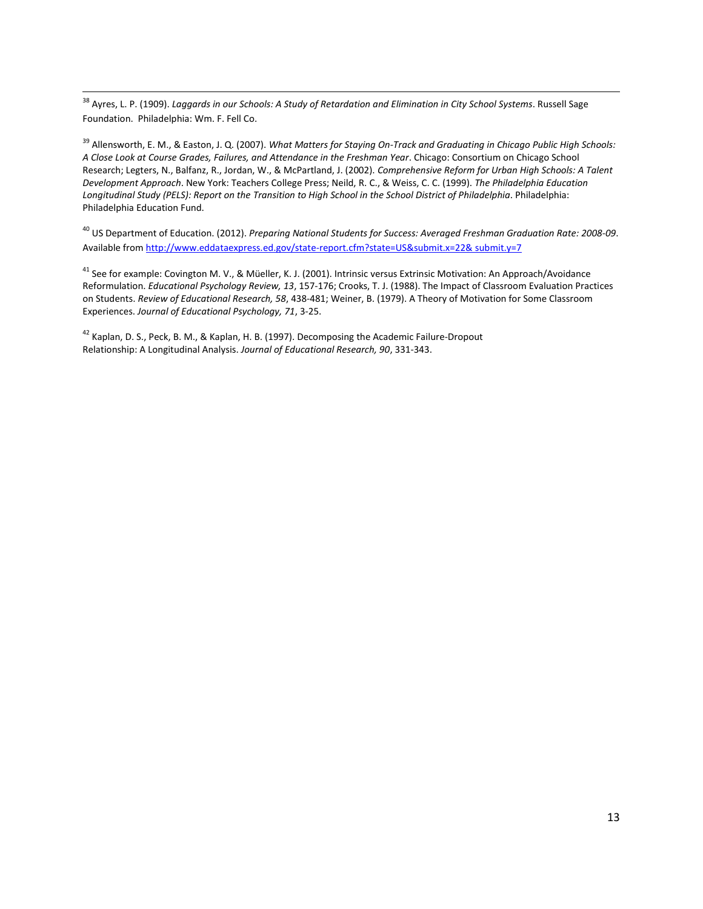[38] Ayres, L. P. (1909). *Laggards in our Schools: A Study of Retardation and Elimination in City School Systems*. Russell Sage Foundation. Philadelphia: Wm. F. Fell Co.

[39] Allensworth, E. M., & Easton, J. Q. (2007). *What Matters for Staying On-Track and Graduating in Chicago Public High Schools: A Close Look at Course Grades, Failures, and Attendance in the Freshman Year*. Chicago: Consortium on Chicago School Research; Legters, N., Balfanz, R., Jordan, W., & McPartland, J. (2002). *Comprehensive Reform for Urban High Schools: A Talent Development Approach*. New York: Teachers College Press; Neild, R. C., & Weiss, C. C. (1999). *The Philadelphia Education Longitudinal Study (PELS): Report on the Transition to High School in the School District of Philadelphia*. Philadelphia: Philadelphia Education Fund.

[40] US Department of Education. (2012). *Preparing National Students for Success: Averaged Freshman Graduation Rate: 2008-09*. Available from http://www.eddataexpress.ed.gov/state-report.cfm?state=US&submit.x=22& submit.y=7

[41] See for example: Covington M. V., & Müeller, K. J. (2001). Intrinsic versus Extrinsic Motivation: An Approach/Avoidance Reformulation. *Educational Psychology Review, 13*, 157-176; Crooks, T. J. (1988). The Impact of Classroom Evaluation Practices on Students. *Review of Educational Research, 58*, 438-481; Weiner, B. (1979). A Theory of Motivation for Some Classroom Experiences. *Journal of Educational Psychology, 71*, 3-25.

[42] Kaplan, D. S., Peck, B. M., & Kaplan, H. B. (1997). Decomposing the Academic Failure-Dropout Relationship: A Longitudinal Analysis. *Journal of Educational Research, 90*, 331-343.